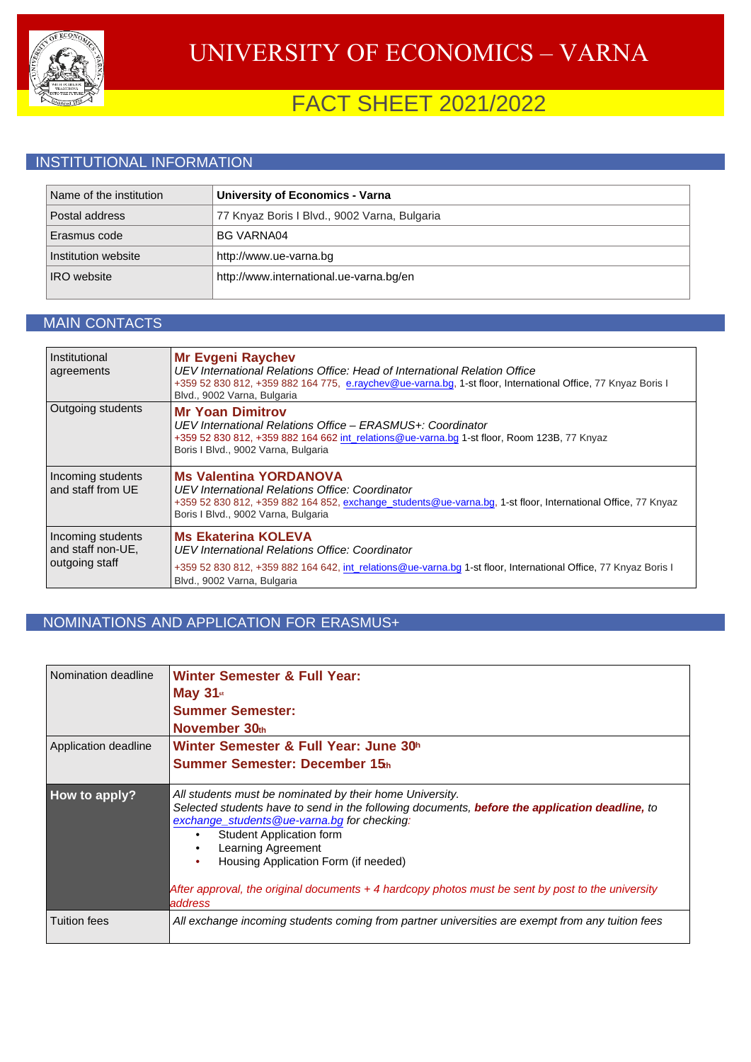# UNIVERSITY OF ECONOMICS – VARNA

## FACT SHEET 2021/2022

## INSTITUTIONAL INFORMATION

| | |
|---|---|
| Name of the institution | **University of Economics - Varna** |
| Postal address | 77 Knyaz Boris I Blvd., 9002 Varna, Bulgaria |
| Erasmus code | BG VARNA04 |
| Institution website | http://www.ue-varna.bg |
| IRO website | http://www.international.ue-varna.bg/en |

## MAIN CONTACTS

| | |
|---|---|
| Institutional agreements | **Mr Evgeni Raychev**<br>*UEV International Relations Office: Head of International Relation Office*<br>+359 52 830 812, +359 882 164 775, e.raychev@ue-varna.bg, 1-st floor, International Office, 77 Knyaz Boris I Blvd., 9002 Varna, Bulgaria |
| Outgoing students | **Mr Yoan Dimitrov**<br>*UEV International Relations Office – ERASMUS+: Coordinator*<br>+359 52 830 812, +359 882 164 662 int_relations@ue-varna.bg 1-st floor, Room 123B, 77 Knyaz Boris I Blvd., 9002 Varna, Bulgaria |
| Incoming students and staff from UE | **Ms Valentina YORDANOVA**<br>*UEV International Relations Office: Coordinator*<br>+359 52 830 812, +359 882 164 852, exchange_students@ue-varna.bg, 1-st floor, International Office, 77 Knyaz Boris I Blvd., 9002 Varna, Bulgaria |
| Incoming students and staff non-UE, outgoing staff | **Ms Ekaterina KOLEVA**<br>*UEV International Relations Office: Coordinator*<br>+359 52 830 812, +359 882 164 642, int_relations@ue-varna.bg 1-st floor, International Office, 77 Knyaz Boris I Blvd., 9002 Varna, Bulgaria |

## NOMINATIONS AND APPLICATION FOR ERASMUS+

| | |
|---|---|
| Nomination deadline | **Winter Semester & Full Year:**<br>**May 31st**<br>**Summer Semester:**<br>**November 30th** |
| Application deadline | **Winter Semester & Full Year: June 30th**<br>**Summer Semester: December 15th** |
| **How to apply?** | *All students must be nominated by their home University.*<br>*Selected students have to send in the following documents, **before the application deadline,** to exchange_students@ue-varna.bg for checking:*<br>• Student Application form<br>• Learning Agreement<br>• Housing Application Form (if needed)<br><br>*After approval, the original documents + 4 hardcopy photos must be sent by post to the university address* |
| Tuition fees | *All exchange incoming students coming from partner universities are exempt from any tuition fees* |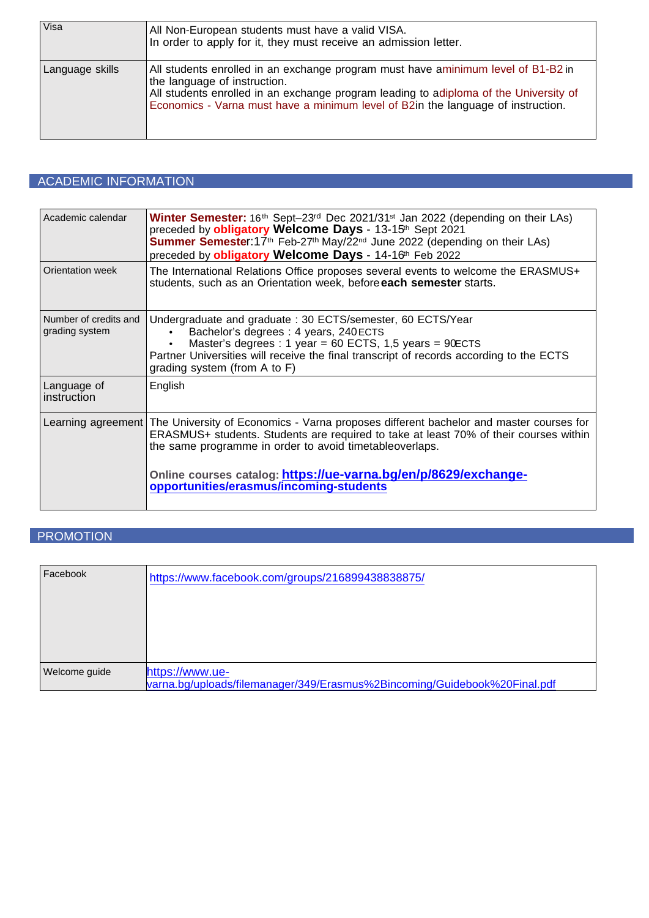| | |
|---|---|
| Visa | All Non-European students must have a valid VISA.<br>In order to apply for it, they must receive an admission letter. |
| Language skills | All students enrolled in an exchange program must have aminimum level of B1-B2 in the language of instruction.<br>All students enrolled in an exchange program leading to adiploma of the University of Economics - Varna must have a minimum level of B2in the language of instruction. |

## ACADEMIC INFORMATION

| | |
|---|---|
| Academic calendar | **Winter Semester:** 16th Sept–23rd Dec 2021/31st Jan 2022 (depending on their LAs) preceded by **obligatory** **Welcome Days** - 13-15th Sept 2021<br>**Summer Semester**:17th Feb-27th May/22nd June 2022 (depending on their LAs) preceded by **obligatory** **Welcome Days** - 14-16th Feb 2022 |
| Orientation week | The International Relations Office proposes several events to welcome the ERASMUS+ students, such as an Orientation week, before **each semester** starts. |
| Number of credits and grading system | Undergraduate and graduate : 30 ECTS/semester, 60 ECTS/Year<br>• Bachelor's degrees : 4 years, 240 ECTS<br>• Master's degrees : 1 year = 60 ECTS, 1,5 years = 90ECTS<br>Partner Universities will receive the final transcript of records according to the ECTS grading system (from A to F) |
| Language of instruction | English |
| Learning agreement | The University of Economics - Varna proposes different bachelor and master courses for ERASMUS+ students. Students are required to take at least 70% of their courses within the same programme in order to avoid timetableoverlaps.<br><br>**Online courses catalog: https://ue-varna.bg/en/p/8629/exchange-opportunities/erasmus/incoming-students** |

## PROMOTION

| | |
|---|---|
| Facebook | https://www.facebook.com/groups/216899438838875/ |
| Welcome guide | https://www.ue-varna.bg/uploads/filemanager/349/Erasmus%2Bincoming/Guidebook%20Final.pdf |